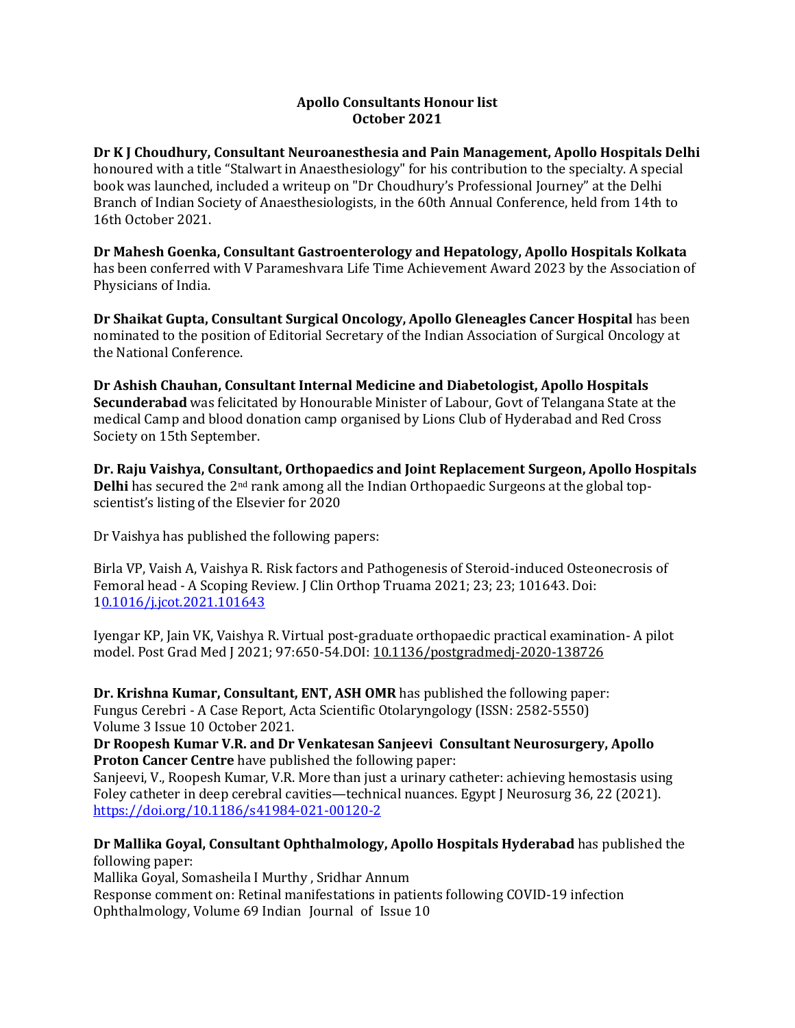# Apollo Consultants Honour list
## October 2021

**Dr K J Choudhury, Consultant Neuroanesthesia and Pain Management, Apollo Hospitals Delhi** honoured with a title "Stalwart in Anaesthesiology" for his contribution to the specialty. A special book was launched, included a writeup on "Dr Choudhury's Professional Journey" at the Delhi Branch of Indian Society of Anaesthesiologists, in the 60th Annual Conference, held from 14th to 16th October 2021.

**Dr Mahesh Goenka, Consultant Gastroenterology and Hepatology, Apollo Hospitals Kolkata** has been conferred with V Parameshvara Life Time Achievement Award 2023 by the Association of Physicians of India.

**Dr Shaikat Gupta, Consultant Surgical Oncology, Apollo Gleneagles Cancer Hospital** has been nominated to the position of Editorial Secretary of the Indian Association of Surgical Oncology at the National Conference.

**Dr Ashish Chauhan, Consultant Internal Medicine and Diabetologist, Apollo Hospitals Secunderabad** was felicitated by Honourable Minister of Labour, Govt of Telangana State at the medical Camp and blood donation camp organised by Lions Club of Hyderabad and Red Cross Society on 15th September.

**Dr. Raju Vaishya, Consultant, Orthopaedics and Joint Replacement Surgeon, Apollo Hospitals Delhi** has secured the 2nd rank among all the Indian Orthopaedic Surgeons at the global top-scientist's listing of the Elsevier for 2020

Dr Vaishya has published the following papers:

Birla VP, Vaish A, Vaishya R. Risk factors and Pathogenesis of Steroid-induced Osteonecrosis of Femoral head - A Scoping Review. J Clin Orthop Truama 2021; 23; 23; 101643. Doi: 10.1016/j.jcot.2021.101643

Iyengar KP, Jain VK, Vaishya R. Virtual post-graduate orthopaedic practical examination- A pilot model. Post Grad Med J 2021; 97:650-54.DOI: 10.1136/postgradmedj-2020-138726

**Dr. Krishna Kumar, Consultant, ENT, ASH OMR** has published the following paper:
Fungus Cerebri - A Case Report, Acta Scientific Otolaryngology (ISSN: 2582-5550) Volume 3 Issue 10 October 2021.

**Dr Roopesh Kumar V.R. and Dr Venkatesan Sanjeevi Consultant Neurosurgery, Apollo Proton Cancer Centre** have published the following paper:
Sanjeevi, V., Roopesh Kumar, V.R. More than just a urinary catheter: achieving hemostasis using Foley catheter in deep cerebral cavities—technical nuances. Egypt J Neurosurg 36, 22 (2021). https://doi.org/10.1186/s41984-021-00120-2

**Dr Mallika Goyal, Consultant Ophthalmology, Apollo Hospitals Hyderabad** has published the following paper:
Mallika Goyal, Somasheila I Murthy , Sridhar Annum
Response comment on: Retinal manifestations in patients following COVID-19 infection
Ophthalmology, Volume 69 Indian Journal of Issue 10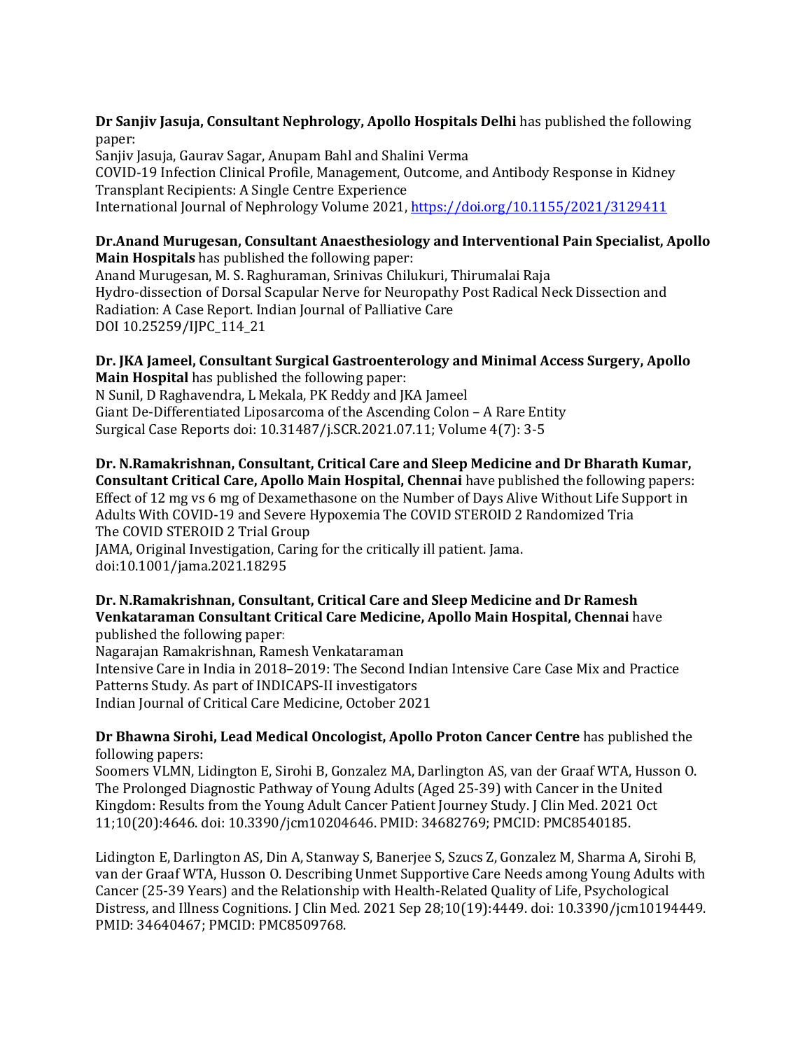**Dr Sanjiv Jasuja, Consultant Nephrology, Apollo Hospitals Delhi** has published the following paper:
Sanjiv Jasuja, Gaurav Sagar, Anupam Bahl and Shalini Verma
COVID-19 Infection Clinical Profile, Management, Outcome, and Antibody Response in Kidney Transplant Recipients: A Single Centre Experience
International Journal of Nephrology Volume 2021, https://doi.org/10.1155/2021/3129411

**Dr.Anand Murugesan, Consultant Anaesthesiology and Interventional Pain Specialist, Apollo Main Hospitals** has published the following paper:
Anand Murugesan, M. S. Raghuraman, Srinivas Chilukuri, Thirumalai Raja
Hydro-dissection of Dorsal Scapular Nerve for Neuropathy Post Radical Neck Dissection and Radiation: A Case Report. Indian Journal of Palliative Care
DOI 10.25259/IJPC_114_21

**Dr. JKA Jameel, Consultant Surgical Gastroenterology and Minimal Access Surgery, Apollo Main Hospital** has published the following paper:
N Sunil, D Raghavendra, L Mekala, PK Reddy and JKA Jameel
Giant De-Differentiated Liposarcoma of the Ascending Colon – A Rare Entity
Surgical Case Reports doi: 10.31487/j.SCR.2021.07.11; Volume 4(7): 3-5

**Dr. N.Ramakrishnan, Consultant, Critical Care and Sleep Medicine and Dr Bharath Kumar, Consultant Critical Care, Apollo Main Hospital, Chennai** have published the following papers:
Effect of 12 mg vs 6 mg of Dexamethasone on the Number of Days Alive Without Life Support in Adults With COVID-19 and Severe Hypoxemia The COVID STEROID 2 Randomized Tria
The COVID STEROID 2 Trial Group
JAMA, Original Investigation, Caring for the critically ill patient. Jama.
doi:10.1001/jama.2021.18295

**Dr. N.Ramakrishnan, Consultant, Critical Care and Sleep Medicine and Dr Ramesh Venkataraman Consultant Critical Care Medicine, Apollo Main Hospital, Chennai** have published the following paper:
Nagarajan Ramakrishnan, Ramesh Venkataraman
Intensive Care in India in 2018–2019: The Second Indian Intensive Care Case Mix and Practice Patterns Study. As part of INDICAPS-II investigators
Indian Journal of Critical Care Medicine, October 2021

**Dr Bhawna Sirohi, Lead Medical Oncologist, Apollo Proton Cancer Centre** has published the following papers:
Soomers VLMN, Lidington E, Sirohi B, Gonzalez MA, Darlington AS, van der Graaf WTA, Husson O. The Prolonged Diagnostic Pathway of Young Adults (Aged 25-39) with Cancer in the United Kingdom: Results from the Young Adult Cancer Patient Journey Study. J Clin Med. 2021 Oct 11;10(20):4646. doi: 10.3390/jcm10204646. PMID: 34682769; PMCID: PMC8540185.

Lidington E, Darlington AS, Din A, Stanway S, Banerjee S, Szucs Z, Gonzalez M, Sharma A, Sirohi B, van der Graaf WTA, Husson O. Describing Unmet Supportive Care Needs among Young Adults with Cancer (25-39 Years) and the Relationship with Health-Related Quality of Life, Psychological Distress, and Illness Cognitions. J Clin Med. 2021 Sep 28;10(19):4449. doi: 10.3390/jcm10194449. PMID: 34640467; PMCID: PMC8509768.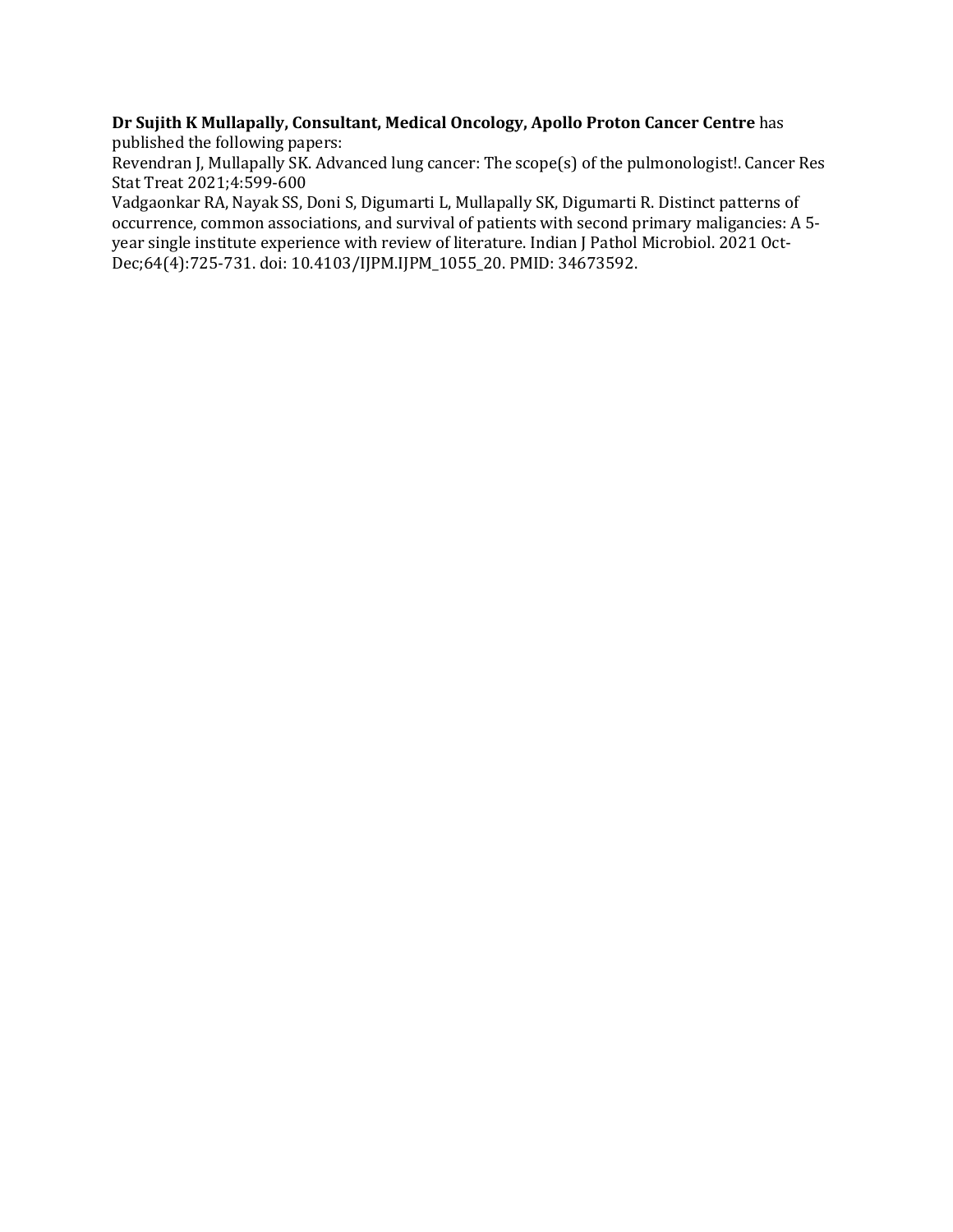**Dr Sujith K Mullapally, Consultant, Medical Oncology, Apollo Proton Cancer Centre** has published the following papers:

Revendran J, Mullapally SK. Advanced lung cancer: The scope(s) of the pulmonologist!. Cancer Res Stat Treat 2021;4:599-600

Vadgaonkar RA, Nayak SS, Doni S, Digumarti L, Mullapally SK, Digumarti R. Distinct patterns of occurrence, common associations, and survival of patients with second primary maligancies: A 5-year single institute experience with review of literature. Indian J Pathol Microbiol. 2021 Oct-Dec;64(4):725-731. doi: 10.4103/IJPM.IJPM_1055_20. PMID: 34673592.